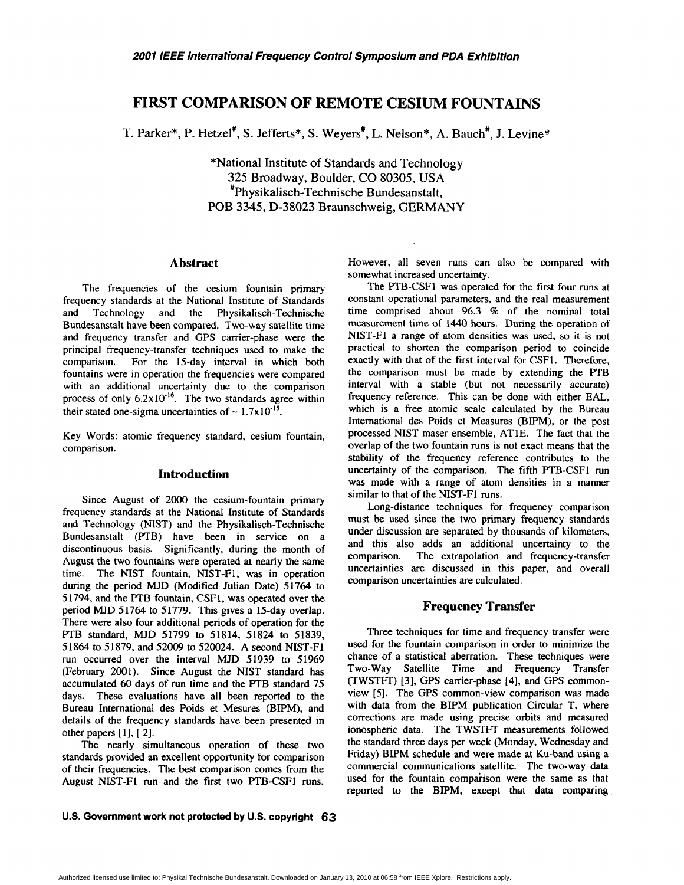# FIRST COMPARISON OF REMOTE CESIUM FOUNTAINS

T. Parker*, P. Hetzel#, S. Jefferts*, S. Weyers#, L. Nelson*, A. Bauch#, J. Levine*

*National Institute of Standards and Technology
325 Broadway, Boulder, CO 80305, USA
#Physikalisch-Technische Bundesanstalt,
POB 3345, D-38023 Braunschweig, GERMANY

## Abstract

The frequencies of the cesium fountain primary frequency standards at the National Institute of Standards and Technology and the Physikalisch-Technische Bundesanstalt have been compared. Two-way satellite time and frequency transfer and GPS carrier-phase were the principal frequency-transfer techniques used to make the comparison. For the 15-day interval in which both fountains were in operation the frequencies were compared with an additional uncertainty due to the comparison process of only $6.2 \times 10^{-16}$. The two standards agree within their stated one-sigma uncertainties of $\sim 1.7 \times 10^{-15}$.

Key Words: atomic frequency standard, cesium fountain, comparison.

## Introduction

Since August of 2000 the cesium-fountain primary frequency standards at the National Institute of Standards and Technology (NIST) and the Physikalisch-Technische Bundesanstalt (PTB) have been in service on a discontinuous basis. Significantly, during the month of August the two fountains were operated at nearly the same time. The NIST fountain, NIST-F1, was in operation during the period MJD (Modified Julian Date) 51764 to 51794, and the PTB fountain, CSF1, was operated over the period MJD 51764 to 51779. This gives a 15-day overlap. There were also four additional periods of operation for the PTB standard, MJD 51799 to 51814, 51824 to 51839, 51864 to 51879, and 52009 to 520024. A second NIST-F1 run occurred over the interval MJD 51939 to 51969 (February 2001). Since August the NIST standard has accumulated 60 days of run time and the PTB standard 75 days. These evaluations have all been reported to the Bureau International des Poids et Mesures (BIPM), and details of the frequency standards have been presented in other papers [1], [2].

The nearly simultaneous operation of these two standards provided an excellent opportunity for comparison of their frequencies. The best comparison comes from the August NIST-F1 run and the first two PTB-CSF1 runs. However, all seven runs can also be compared with somewhat increased uncertainty.

The PTB-CSF1 was operated for the first four runs at constant operational parameters, and the real measurement time comprised about 96.3 % of the nominal total measurement time of 1440 hours. During the operation of NIST-F1 a range of atom densities was used, so it is not practical to shorten the comparison period to coincide exactly with that of the first interval for CSF1. Therefore, the comparison must be made by extending the PTB interval with a stable (but not necessarily accurate) frequency reference. This can be done with either EAL, which is a free atomic scale calculated by the Bureau International des Poids et Measures (BIPM), or the post processed NIST maser ensemble, AT1E. The fact that the overlap of the two fountain runs is not exact means that the stability of the frequency reference contributes to the uncertainty of the comparison. The fifth PTB-CSF1 run was made with a range of atom densities in a manner similar to that of the NIST-F1 runs.

Long-distance techniques for frequency comparison must be used since the two primary frequency standards under discussion are separated by thousands of kilometers, and this also adds an additional uncertainty to the comparison. The extrapolation and frequency-transfer uncertainties are discussed in this paper, and overall comparison uncertainties are calculated.

## Frequency Transfer

Three techniques for time and frequency transfer were used for the fountain comparison in order to minimize the chance of a statistical aberration. These techniques were Two-Way Satellite Time and Frequency Transfer (TWSTFT) [3], GPS carrier-phase [4], and GPS common-view [5]. The GPS common-view comparison was made with data from the BIPM publication Circular T, where corrections are made using precise orbits and measured ionospheric data. The TWSTFT measurements followed the standard three days per week (Monday, Wednesday and Friday) BIPM schedule and were made at Ku-band using a commercial communications satellite. The two-way data used for the fountain comparison were the same as that reported to the BIPM, except that data comparing

U.S. Government work not protected by U.S. copyright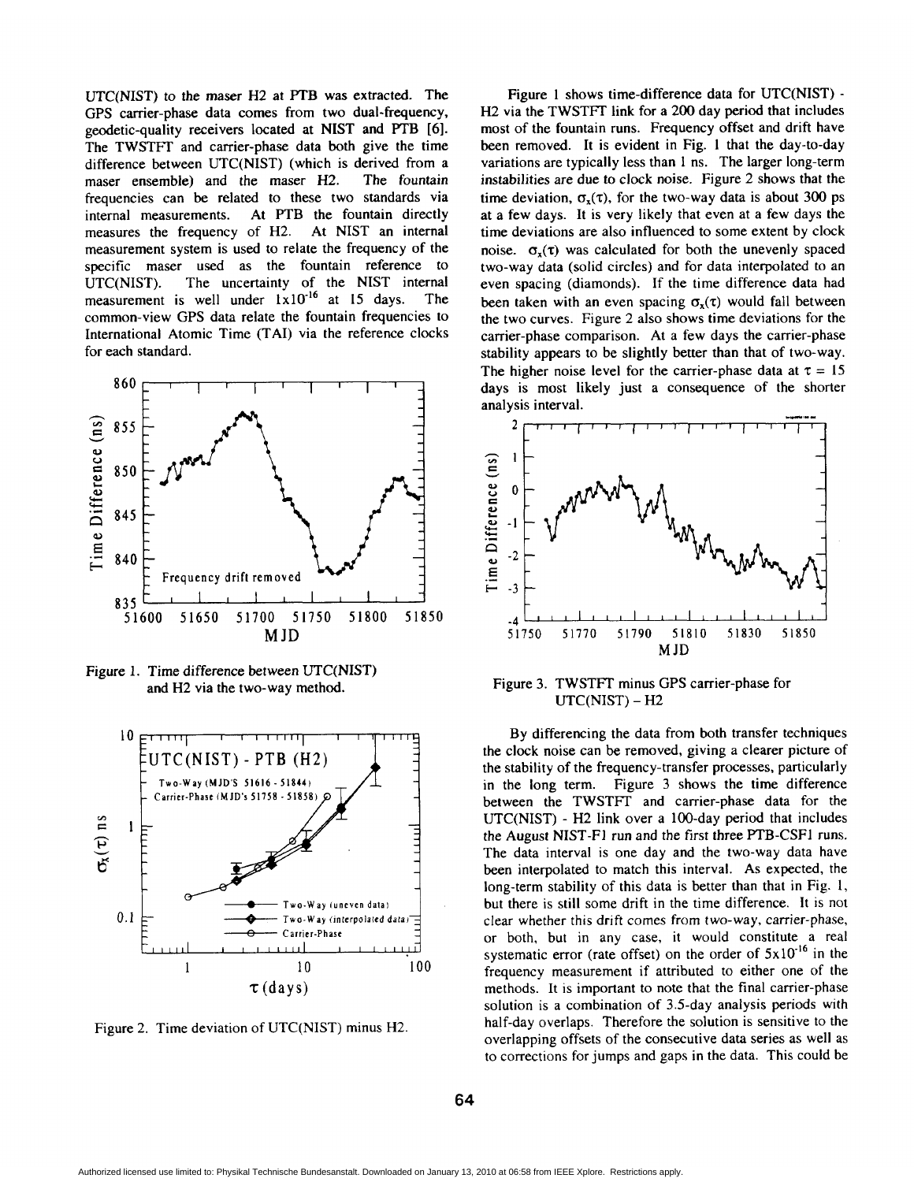UTC(NIST) to the maser H2 at PTB was extracted. The GPS carrier-phase data comes from two dual-frequency, geodetic-quality receivers located at NIST and PTB [6]. The TWSTFT and carrier-phase data both give the time difference between UTC(NIST) (which is derived from a maser ensemble) and the maser H2. The fountain frequencies can be related to these two standards via internal measurements. At PTB the fountain directly measures the frequency of H2. At NIST an internal measurement system is used to relate the frequency of the specific maser used as the fountain reference to UTC(NIST). The uncertainty of the NIST internal measurement is well under $1\times10^{-16}$ at 15 days. The common-view GPS data relate the fountain frequencies to International Atomic Time (TAI) via the reference clocks for each standard.

Figure 1. Time difference between UTC(NIST) and H2 via the two-way method.

Figure 2. Time deviation of UTC(NIST) minus H2.

Figure 1 shows time-difference data for UTC(NIST) - H2 via the TWSTFT link for a 200 day period that includes most of the fountain runs. Frequency offset and drift have been removed. It is evident in Fig. 1 that the day-to-day variations are typically less than 1 ns. The larger long-term instabilities are due to clock noise. Figure 2 shows that the time deviation, $\sigma_x(\tau)$, for the two-way data is about 300 ps at a few days. It is very likely that even at a few days the time deviations are also influenced to some extent by clock noise. $\sigma_x(\tau)$ was calculated for both the unevenly spaced two-way data (solid circles) and for data interpolated to an even spacing (diamonds). If the time difference data had been taken with an even spacing $\sigma_x(\tau)$ would fall between the two curves. Figure 2 also shows time deviations for the carrier-phase comparison. At a few days the carrier-phase stability appears to be slightly better than that of two-way. The higher noise level for the carrier-phase data at $\tau$ = 15 days is most likely just a consequence of the shorter analysis interval.

Figure 3. TWSTFT minus GPS carrier-phase for UTC(NIST) – H2

By differencing the data from both transfer techniques the clock noise can be removed, giving a clearer picture of the stability of the frequency-transfer processes, particularly in the long term. Figure 3 shows the time difference between the TWSTFT and carrier-phase data for the UTC(NIST) - H2 link over a 100-day period that includes the August NIST-F1 run and the first three PTB-CSF1 runs. The data interval is one day and the two-way data have been interpolated to match this interval. As expected, the long-term stability of this data is better than that in Fig. 1, but there is still some drift in the time difference. It is not clear whether this drift comes from two-way, carrier-phase, or both, but in any case, it would constitute a real systematic error (rate offset) on the order of $5\times10^{-16}$ in the frequency measurement if attributed to either one of the methods. It is important to note that the final carrier-phase solution is a combination of 3.5-day analysis periods with half-day overlaps. Therefore the solution is sensitive to the overlapping offsets of the consecutive data series as well as to corrections for jumps and gaps in the data. This could be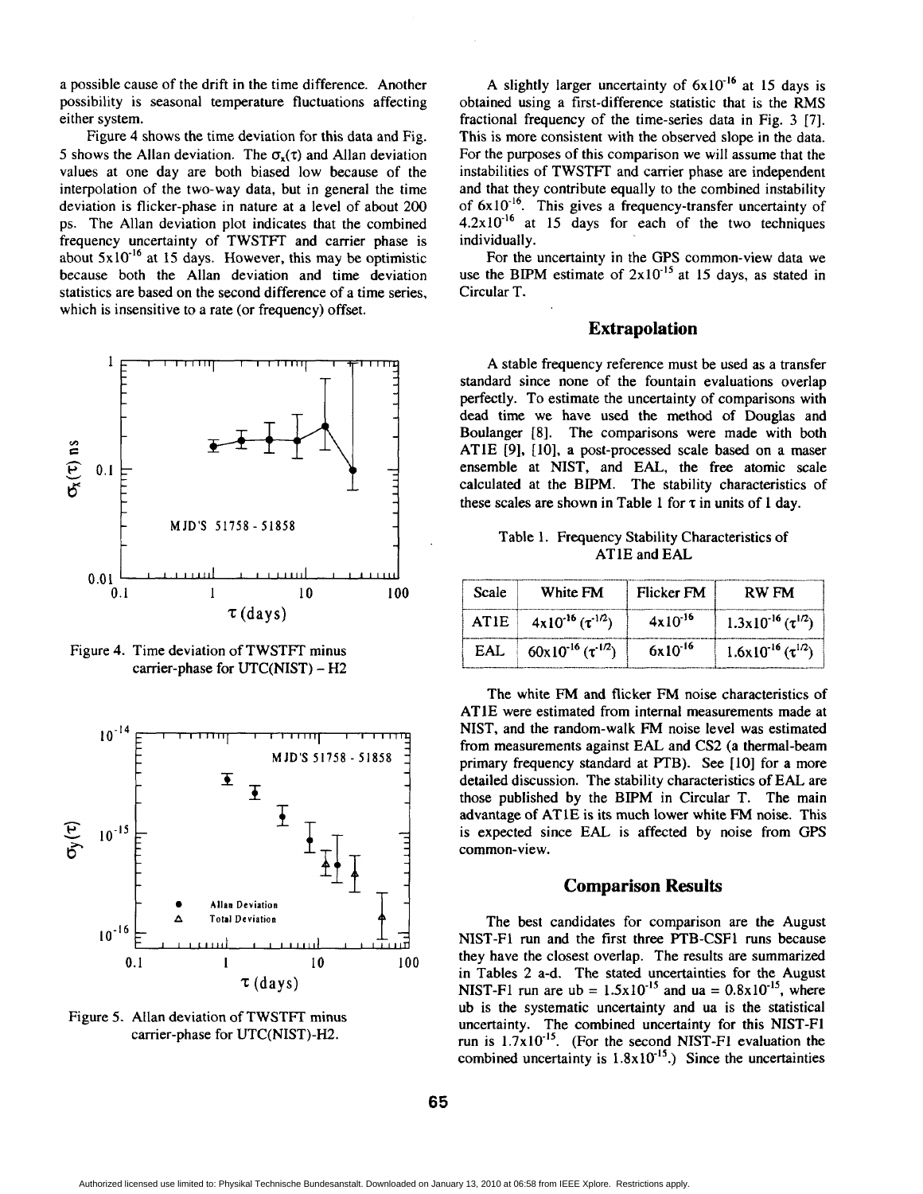a possible cause of the drift in the time difference. Another possibility is seasonal temperature fluctuations affecting either system.

Figure 4 shows the time deviation for this data and Fig. 5 shows the Allan deviation. The $\sigma_x(\tau)$ and Allan deviation values at one day are both biased low because of the interpolation of the two-way data, but in general the time deviation is flicker-phase in nature at a level of about 200 ps. The Allan deviation plot indicates that the combined frequency uncertainty of TWSTFT and carrier phase is about $5\times10^{-16}$ at 15 days. However, this may be optimistic because both the Allan deviation and time deviation statistics are based on the second difference of a time series, which is insensitive to a rate (or frequency) offset.

Figure 4. Time deviation of TWSTFT minus carrier-phase for UTC(NIST) – H2

Figure 5. Allan deviation of TWSTFT minus carrier-phase for UTC(NIST)-H2.

A slightly larger uncertainty of $6\times10^{-16}$ at 15 days is obtained using a first-difference statistic that is the RMS fractional frequency of the time-series data in Fig. 3 [7]. This is more consistent with the observed slope in the data. For the purposes of this comparison we will assume that the instabilities of TWSTFT and carrier phase are independent and that they contribute equally to the combined instability of $6\times10^{-16}$. This gives a frequency-transfer uncertainty of $4.2\times10^{-16}$ at 15 days for each of the two techniques individually.

For the uncertainty in the GPS common-view data we use the BIPM estimate of $2\times10^{-15}$ at 15 days, as stated in Circular T.

## Extrapolation

A stable frequency reference must be used as a transfer standard since none of the fountain evaluations overlap perfectly. To estimate the uncertainty of comparisons with dead time we have used the method of Douglas and Boulanger [8]. The comparisons were made with both AT1E [9], [10], a post-processed scale based on a maser ensemble at NIST, and EAL, the free atomic scale calculated at the BIPM. The stability characteristics of these scales are shown in Table 1 for $\tau$ in units of 1 day.

Table 1. Frequency Stability Characteristics of AT1E and EAL

| Scale | White FM | Flicker FM | RW FM |
|---|---|---|---|
| AT1E | $4\times10^{-16}\ (\tau^{-1/2})$ | $4\times10^{-16}$ | $1.3\times10^{-16}\ (\tau^{1/2})$ |
| EAL | $60\times10^{-16}\ (\tau^{-1/2})$ | $6\times10^{-16}$ | $1.6\times10^{-16}\ (\tau^{1/2})$ |

The white FM and flicker FM noise characteristics of AT1E were estimated from internal measurements made at NIST, and the random-walk FM noise level was estimated from measurements against EAL and CS2 (a thermal-beam primary frequency standard at PTB). See [10] for a more detailed discussion. The stability characteristics of EAL are those published by the BIPM in Circular T. The main advantage of AT1E is its much lower white FM noise. This is expected since EAL is affected by noise from GPS common-view.

## Comparison Results

The best candidates for comparison are the August NIST-F1 run and the first three PTB-CSF1 runs because they have the closest overlap. The results are summarized in Tables 2 a-d. The stated uncertainties for the August NIST-F1 run are ub = $1.5\times10^{-15}$ and ua = $0.8\times10^{-15}$, where ub is the systematic uncertainty and ua is the statistical uncertainty. The combined uncertainty for this NIST-F1 run is $1.7\times10^{-15}$. (For the second NIST-F1 evaluation the combined uncertainty is $1.8\times10^{-15}$.) Since the uncertainties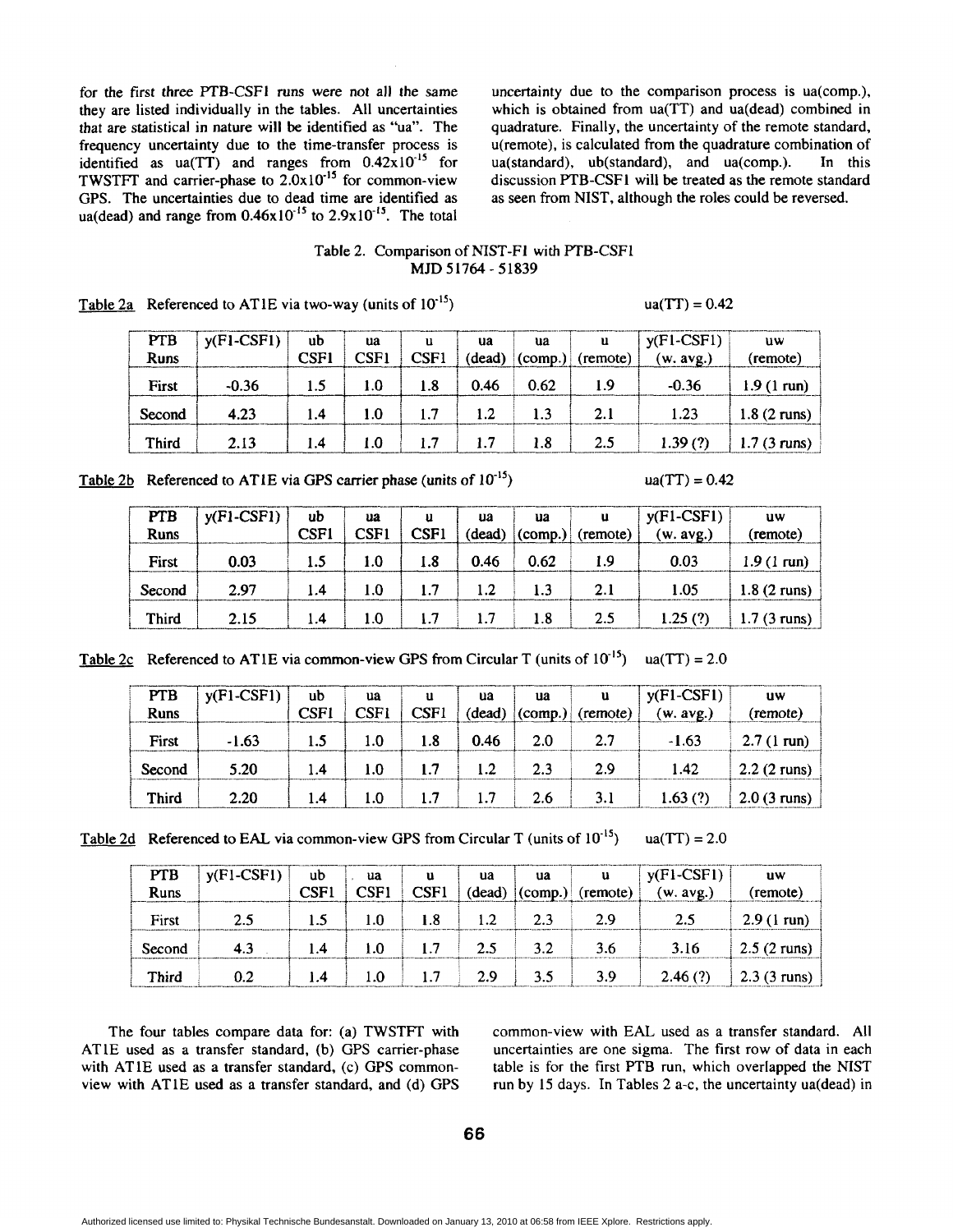for the first three PTB-CSF1 runs were not all the same they are listed individually in the tables. All uncertainties that are statistical in nature will be identified as "ua". The frequency uncertainty due to the time-transfer process is identified as ua(TT) and ranges from $0.42\times10^{-15}$ for TWSTFT and carrier-phase to $2.0\times10^{-15}$ for common-view GPS. The uncertainties due to dead time are identified as ua(dead) and range from $0.46\times10^{-15}$ to $2.9\times10^{-15}$. The total uncertainty due to the comparison process is ua(comp.), which is obtained from ua(TT) and ua(dead) combined in quadrature. Finally, the uncertainty of the remote standard, u(remote), is calculated from the quadrature combination of ua(standard), ub(standard), and ua(comp.). In this discussion PTB-CSF1 will be treated as the remote standard as seen from NIST, although the roles could be reversed.

Table 2. Comparison of NIST-F1 with PTB-CSF1  
MJD 51764 - 51839

Table 2a Referenced to AT1E via two-way (units of $10^{-15}$) ua(TT) = 0.42

| PTB Runs | y(F1-CSF1) | ub CSF1 | ua CSF1 | u CSF1 | ua (dead) | ua (comp.) | u (remote) | y(F1-CSF1) (w. avg.) | uw (remote) |
|---|---|---|---|---|---|---|---|---|---|
| First | -0.36 | 1.5 | 1.0 | 1.8 | 0.46 | 0.62 | 1.9 | -0.36 | 1.9 (1 run) |
| Second | 4.23 | 1.4 | 1.0 | 1.7 | 1.2 | 1.3 | 2.1 | 1.23 | 1.8 (2 runs) |
| Third | 2.13 | 1.4 | 1.0 | 1.7 | 1.7 | 1.8 | 2.5 | 1.39 (?) | 1.7 (3 runs) |

Table 2b Referenced to AT1E via GPS carrier phase (units of $10^{-15}$) ua(TT) = 0.42

| PTB Runs | y(F1-CSF1) | ub CSF1 | ua CSF1 | u CSF1 | ua (dead) | ua (comp.) | u (remote) | y(F1-CSF1) (w. avg.) | uw (remote) |
|---|---|---|---|---|---|---|---|---|---|
| First | 0.03 | 1.5 | 1.0 | 1.8 | 0.46 | 0.62 | 1.9 | 0.03 | 1.9 (1 run) |
| Second | 2.97 | 1.4 | 1.0 | 1.7 | 1.2 | 1.3 | 2.1 | 1.05 | 1.8 (2 runs) |
| Third | 2.15 | 1.4 | 1.0 | 1.7 | 1.7 | 1.8 | 2.5 | 1.25 (?) | 1.7 (3 runs) |

Table 2c Referenced to AT1E via common-view GPS from Circular T (units of $10^{-15}$) ua(TT) = 2.0

| PTB Runs | y(F1-CSF1) | ub CSF1 | ua CSF1 | u CSF1 | ua (dead) | ua (comp.) | u (remote) | y(F1-CSF1) (w. avg.) | uw (remote) |
|---|---|---|---|---|---|---|---|---|---|
| First | -1.63 | 1.5 | 1.0 | 1.8 | 0.46 | 2.0 | 2.7 | -1.63 | 2.7 (1 run) |
| Second | 5.20 | 1.4 | 1.0 | 1.7 | 1.2 | 2.3 | 2.9 | 1.42 | 2.2 (2 runs) |
| Third | 2.20 | 1.4 | 1.0 | 1.7 | 1.7 | 2.6 | 3.1 | 1.63 (?) | 2.0 (3 runs) |

Table 2d Referenced to EAL via common-view GPS from Circular T (units of $10^{-15}$) ua(TT) = 2.0

| PTB Runs | y(F1-CSF1) | ub CSF1 | ua CSF1 | u CSF1 | ua (dead) | ua (comp.) | u (remote) | y(F1-CSF1) (w. avg.) | uw (remote) |
|---|---|---|---|---|---|---|---|---|---|
| First | 2.5 | 1.5 | 1.0 | 1.8 | 1.2 | 2.3 | 2.9 | 2.5 | 2.9 (1 run) |
| Second | 4.3 | 1.4 | 1.0 | 1.7 | 2.5 | 3.2 | 3.6 | 3.16 | 2.5 (2 runs) |
| Third | 0.2 | 1.4 | 1.0 | 1.7 | 2.9 | 3.5 | 3.9 | 2.46 (?) | 2.3 (3 runs) |

The four tables compare data for: (a) TWSTFT with AT1E used as a transfer standard, (b) GPS carrier-phase with AT1E used as a transfer standard, (c) GPS common-view with AT1E used as a transfer standard, and (d) GPS common-view with EAL used as a transfer standard. All uncertainties are one sigma. The first row of data in each table is for the first PTB run, which overlapped the NIST run by 15 days. In Tables 2 a-c, the uncertainty ua(dead) in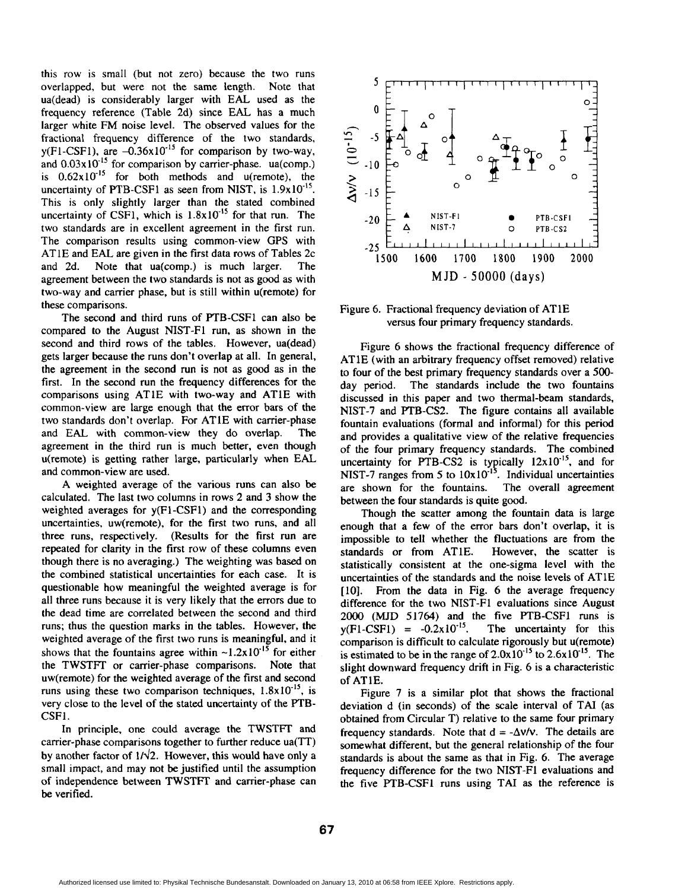this row is small (but not zero) because the two runs overlapped, but were not the same length. Note that ua(dead) is considerably larger with EAL used as the frequency reference (Table 2d) since EAL has a much larger white FM noise level. The observed values for the fractional frequency difference of the two standards, y(F1-CSF1), are $-0.36 \times 10^{-15}$ for comparison by two-way, and $0.03 \times 10^{-15}$ for comparison by carrier-phase. ua(comp.) is $0.62 \times 10^{-15}$ for both methods and u(remote), the uncertainty of PTB-CSF1 as seen from NIST, is $1.9 \times 10^{-15}$. This is only slightly larger than the stated combined uncertainty of CSF1, which is $1.8 \times 10^{-15}$ for that run. The two standards are in excellent agreement in the first run. The comparison results using common-view GPS with AT1E and EAL are given in the first data rows of Tables 2c and 2d. Note that ua(comp.) is much larger. The agreement between the two standards is not as good as with two-way and carrier phase, but is still within u(remote) for these comparisons.

The second and third runs of PTB-CSF1 can also be compared to the August NIST-F1 run, as shown in the second and third rows of the tables. However, ua(dead) gets larger because the runs don't overlap at all. In general, the agreement in the second run is not as good as in the first. In the second run the frequency differences for the comparisons using AT1E with two-way and AT1E with common-view are large enough that the error bars of the two standards don't overlap. For AT1E with carrier-phase and EAL with common-view they do overlap. The agreement in the third run is much better, even though u(remote) is getting rather large, particularly when EAL and common-view are used.

A weighted average of the various runs can also be calculated. The last two columns in rows 2 and 3 show the weighted averages for y(F1-CSF1) and the corresponding uncertainties, uw(remote), for the first two runs, and all three runs, respectively. (Results for the first run are repeated for clarity in the first row of these columns even though there is no averaging.) The weighting was based on the combined statistical uncertainties for each case. It is questionable how meaningful the weighted average is for all three runs because it is very likely that the errors due to the dead time are correlated between the second and third runs; thus the question marks in the tables. However, the weighted average of the first two runs is meaningful, and it shows that the fountains agree within $\sim 1.2 \times 10^{-15}$ for either the TWSTFT or carrier-phase comparisons. Note that uw(remote) for the weighted average of the first and second runs using these two comparison techniques, $1.8 \times 10^{-15}$, is very close to the level of the stated uncertainty of the PTB-CSF1.

In principle, one could average the TWSTFT and carrier-phase comparisons together to further reduce ua(TT) by another factor of $1/\sqrt{2}$. However, this would have only a small impact, and may not be justified until the assumption of independence between TWSTFT and carrier-phase can be verified.

Figure 6. Fractional frequency deviation of AT1E versus four primary frequency standards.

Figure 6 shows the fractional frequency difference of AT1E (with an arbitrary frequency offset removed) relative to four of the best primary frequency standards over a 500-day period. The standards include the two fountains discussed in this paper and two thermal-beam standards, NIST-7 and PTB-CS2. The figure contains all available fountain evaluations (formal and informal) for this period and provides a qualitative view of the relative frequencies of the four primary frequency standards. The combined uncertainty for PTB-CS2 is typically $12 \times 10^{-15}$, and for NIST-7 ranges from 5 to $10 \times 10^{-15}$. Individual uncertainties are shown for the fountains. The overall agreement between the four standards is quite good.

Though the scatter among the fountain data is large enough that a few of the error bars don't overlap, it is impossible to tell whether the fluctuations are from the standards or from AT1E. However, the scatter is statistically consistent at the one-sigma level with the uncertainties of the standards and the noise levels of AT1E [10]. From the data in Fig. 6 the average frequency difference for the two NIST-F1 evaluations since August 2000 (MJD 51764) and the five PTB-CSF1 runs is y(F1-CSF1) = $-0.2 \times 10^{-15}$. The uncertainty for this comparison is difficult to calculate rigorously but u(remote) is estimated to be in the range of $2.0 \times 10^{-15}$ to $2.6 \times 10^{-15}$. The slight downward frequency drift in Fig. 6 is a characteristic of AT1E.

Figure 7 is a similar plot that shows the fractional deviation d (in seconds) of the scale interval of TAI (as obtained from Circular T) relative to the same four primary frequency standards. Note that $d = -\Delta\nu/\nu$. The details are somewhat different, but the general relationship of the four standards is about the same as that in Fig. 6. The average frequency difference for the two NIST-F1 evaluations and the five PTB-CSF1 runs using TAI as the reference is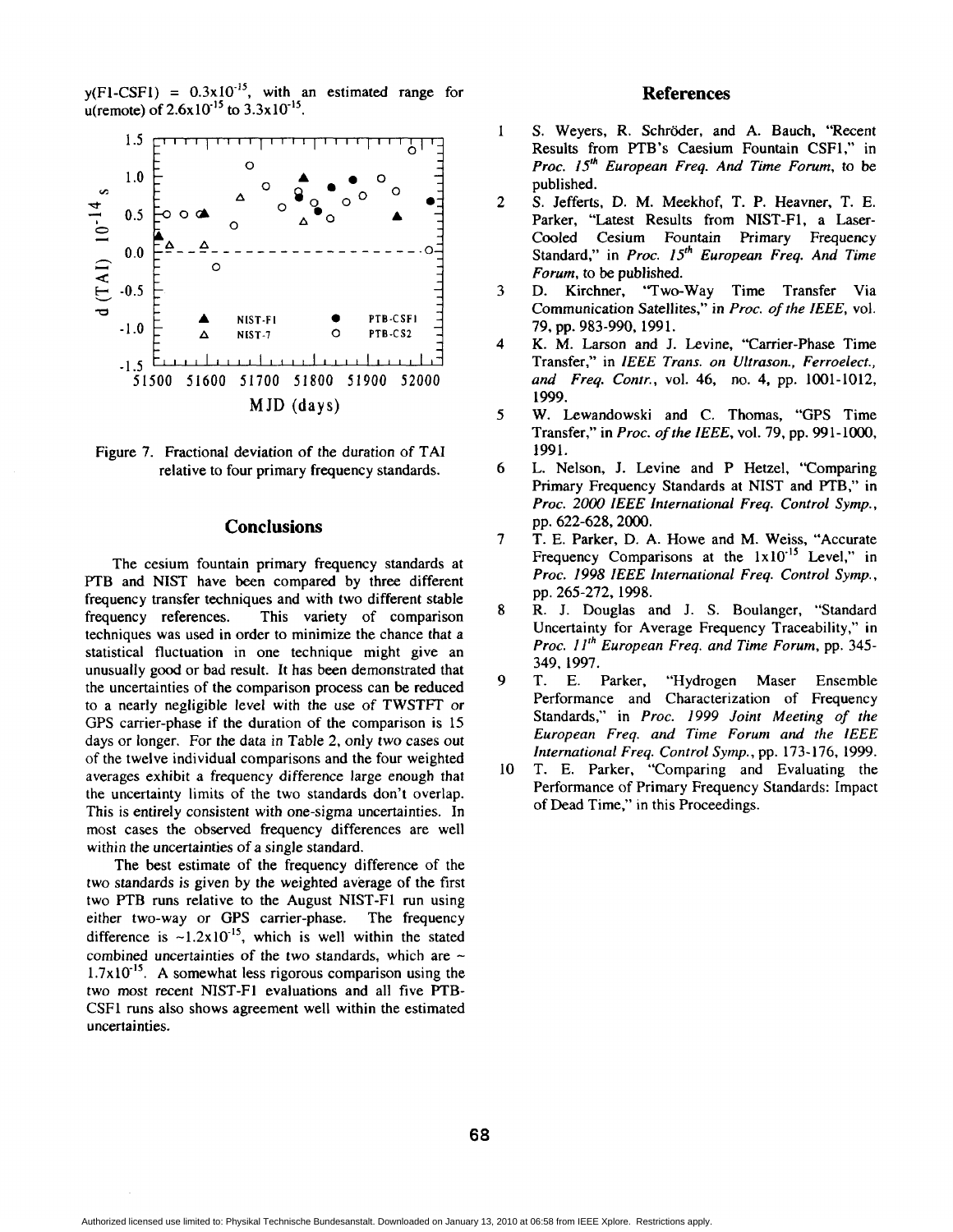y(F1-CSF1) = $0.3\times10^{-15}$, with an estimated range for u(remote) of $2.6\times10^{-15}$ to $3.3\times10^{-15}$.

1.5
1.0
0.5
0.0
-0.5
-1.0
-1.5

d (TAI) $10^{-14}$ s

51500 51600 51700 51800 51900 52000

MJD (days)

NIST-F1
NIST-7
PTB-CSF1
PTB-CS2

Figure 7. Fractional deviation of the duration of TAI relative to four primary frequency standards.

## Conclusions

The cesium fountain primary frequency standards at PTB and NIST have been compared by three different frequency transfer techniques and with two different stable frequency references. This variety of comparison techniques was used in order to minimize the chance that a statistical fluctuation in one technique might give an unusually good or bad result. It has been demonstrated that the uncertainties of the comparison process can be reduced to a nearly negligible level with the use of TWSTFT or GPS carrier-phase if the duration of the comparison is 15 days or longer. For the data in Table 2, only two cases out of the twelve individual comparisons and the four weighted averages exhibit a frequency difference large enough that the uncertainty limits of the two standards don't overlap. This is entirely consistent with one-sigma uncertainties. In most cases the observed frequency differences are well within the uncertainties of a single standard.

The best estimate of the frequency difference of the two standards is given by the weighted average of the first two PTB runs relative to the August NIST-F1 run using either two-way or GPS carrier-phase. The frequency difference is $\sim1.2\times10^{-15}$, which is well within the stated combined uncertainties of the two standards, which are $\sim 1.7\times10^{-15}$. A somewhat less rigorous comparison using the two most recent NIST-F1 evaluations and all five PTB-CSF1 runs also shows agreement well within the estimated uncertainties.

## References

1. S. Weyers, R. Schröder, and A. Bauch, "Recent Results from PTB's Caesium Fountain CSF1," in *Proc. 15th European Freq. And Time Forum*, to be published.
2. S. Jefferts, D. M. Meekhof, T. P. Heavner, T. E. Parker, "Latest Results from NIST-F1, a Laser-Cooled Cesium Fountain Primary Frequency Standard," in *Proc. 15th European Freq. And Time Forum*, to be published.
3. D. Kirchner, "Two-Way Time Transfer Via Communication Satellites," in *Proc. of the IEEE*, vol. 79, pp. 983-990, 1991.
4. K. M. Larson and J. Levine, "Carrier-Phase Time Transfer," in *IEEE Trans. on Ultrason., Ferroelect., and Freq. Contr.*, vol. 46, no. 4, pp. 1001-1012, 1999.
5. W. Lewandowski and C. Thomas, "GPS Time Transfer," in *Proc. of the IEEE*, vol. 79, pp. 991-1000, 1991.
6. L. Nelson, J. Levine and P Hetzel, "Comparing Primary Frequency Standards at NIST and PTB," in *Proc. 2000 IEEE International Freq. Control Symp.*, pp. 622-628, 2000.
7. T. E. Parker, D. A. Howe and M. Weiss, "Accurate Frequency Comparisons at the $1\times10^{-15}$ Level," in *Proc. 1998 IEEE International Freq. Control Symp.*, pp. 265-272, 1998.
8. R. J. Douglas and J. S. Boulanger, "Standard Uncertainty for Average Frequency Traceability," in *Proc. 11th European Freq. and Time Forum*, pp. 345-349, 1997.
9. T. E. Parker, "Hydrogen Maser Ensemble Performance and Characterization of Frequency Standards," in *Proc. 1999 Joint Meeting of the European Freq. and Time Forum and the IEEE International Freq. Control Symp.*, pp. 173-176, 1999.
10. T. E. Parker, "Comparing and Evaluating the Performance of Primary Frequency Standards: Impact of Dead Time," in this Proceedings.